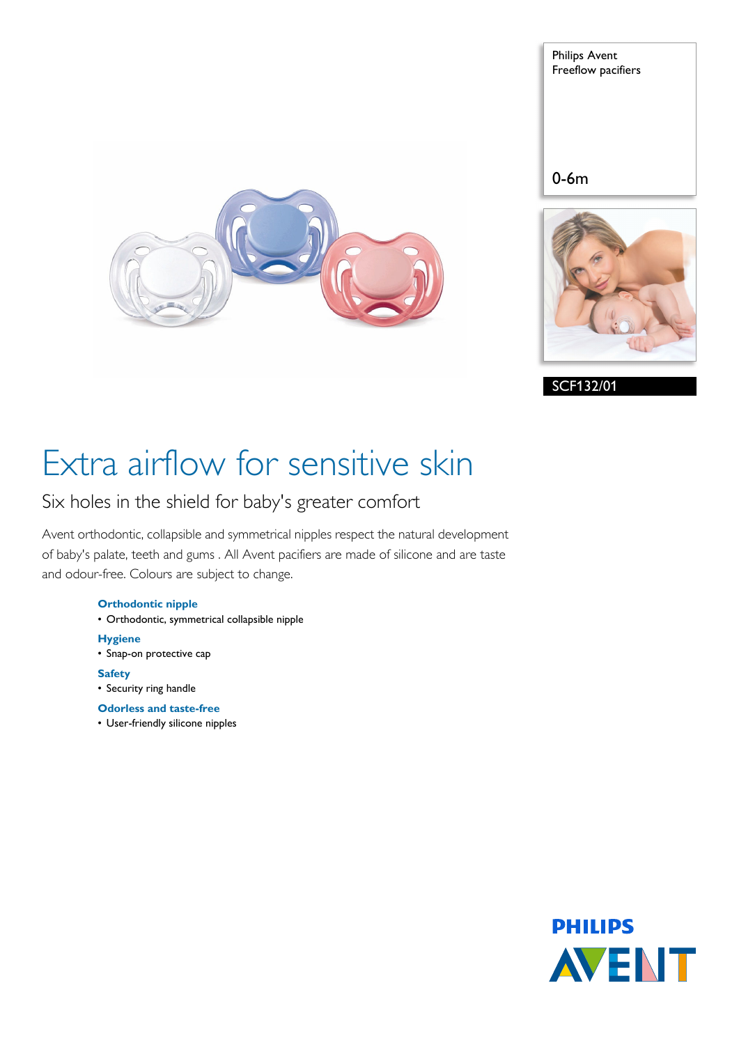Philips Avent
Freeflow pacifiers

0-6m

SCF132/01

# Extra airflow for sensitive skin

## Six holes in the shield for baby's greater comfort

Avent orthodontic, collapsible and symmetrical nipples respect the natural development of baby's palate, teeth and gums . All Avent pacifiers are made of silicone and are taste and odour-free. Colours are subject to change.

**Orthodontic nipple**
- Orthodontic, symmetrical collapsible nipple

**Hygiene**
- Snap-on protective cap

**Safety**
- Security ring handle

**Odorless and taste-free**
- User-friendly silicone nipples

PHILIPS AVENT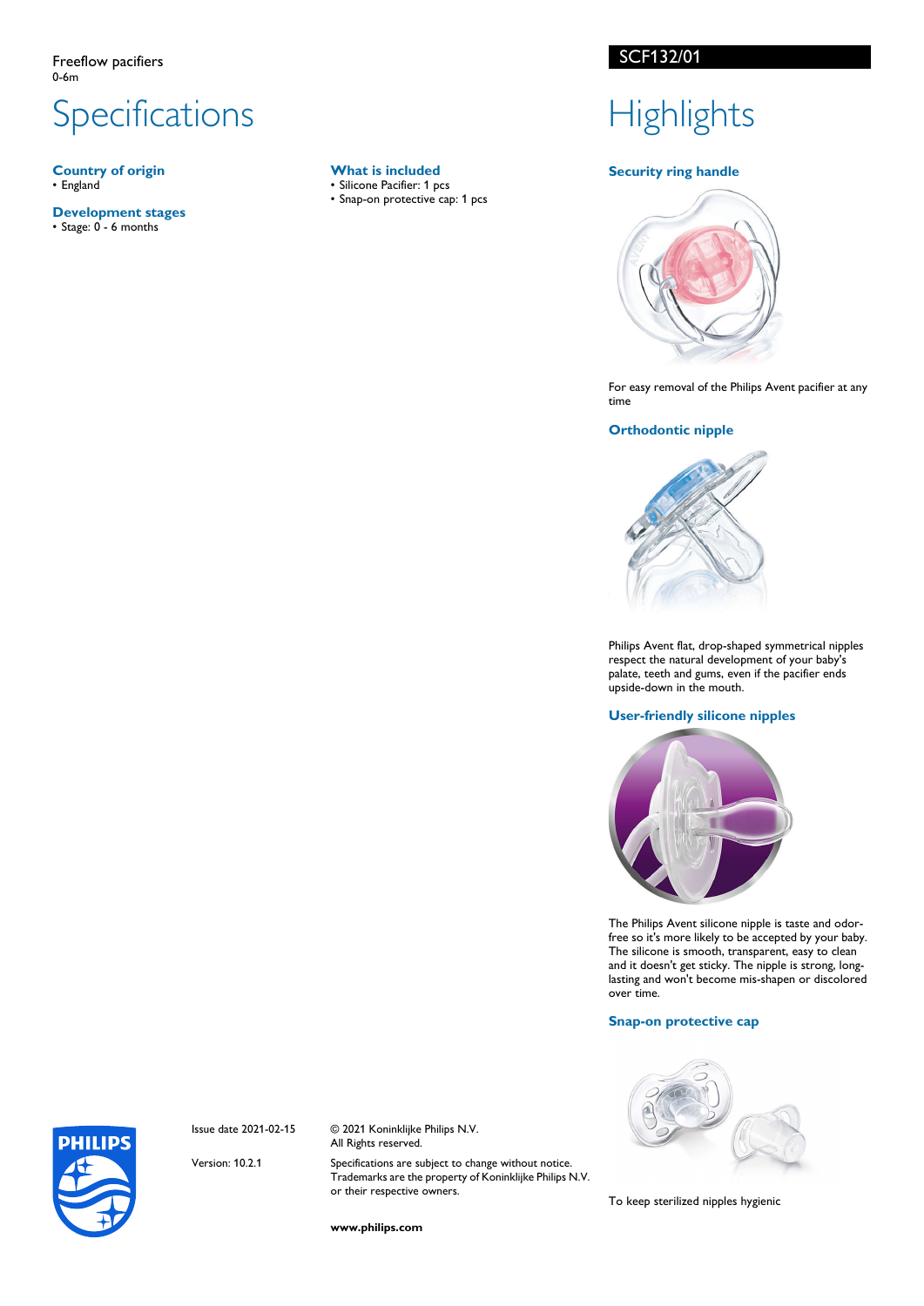Freeflow pacifiers
0-6m

SCF132/01

# Specifications

### Country of origin

- England

### Development stages

- Stage: 0 - 6 months

### What is included

- Silicone Pacifier: 1 pcs
- Snap-on protective cap: 1 pcs

# Highlights

### Security ring handle

For easy removal of the Philips Avent pacifier at any time

### Orthodontic nipple

Philips Avent flat, drop-shaped symmetrical nipples respect the natural development of your baby's palate, teeth and gums, even if the pacifier ends upside-down in the mouth.

### User-friendly silicone nipples

The Philips Avent silicone nipple is taste and odor-free so it's more likely to be accepted by your baby. The silicone is smooth, transparent, easy to clean and it doesn't get sticky. The nipple is strong, long-lasting and won't become mis-shapen or discolored over time.

### Snap-on protective cap

To keep sterilized nipples hygienic

Issue date 2021-02-15

Version: 10.2.1

© 2021 Koninklijke Philips N.V.
All Rights reserved.

Specifications are subject to change without notice. Trademarks are the property of Koninklijke Philips N.V. or their respective owners.

**www.philips.com**